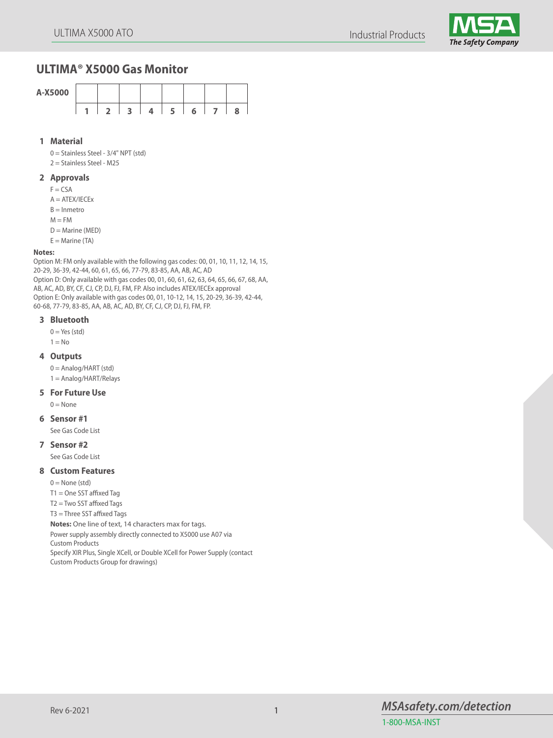# ULTIMA® X5000 Gas Monitor

| A-X5000 | | | | | | | | |
|---|---|---|---|---|---|---|---|---|
| | 1 | 2 | 3 | 4 | 5 | 6 | 7 | 8 |

### 1 Material

0 = Stainless Steel - 3/4" NPT (std)
2 = Stainless Steel - M25

### 2 Approvals

F = CSA
A = ATEX/IECEx
B = Inmetro
M = FM
D = Marine (MED)
E = Marine (TA)

**Notes:**
Option M: FM only available with the following gas codes: 00, 01, 10, 11, 12, 14, 15, 20-29, 36-39, 42-44, 60, 61, 65, 66, 77-79, 83-85, AA, AB, AC, AD
Option D: Only available with gas codes 00, 01, 60, 61, 62, 63, 64, 65, 66, 67, 68, AA, AB, AC, AD, BY, CF, CJ, CP, DJ, FJ, FM, FP. Also includes ATEX/IECEx approval
Option E: Only available with gas codes 00, 01, 10-12, 14, 15, 20-29, 36-39, 42-44, 60-68, 77-79, 83-85, AA, AB, AC, AD, BY, CF, CJ, CP, DJ, FJ, FM, FP.

### 3 Bluetooth

0 = Yes (std)
1 = No

### 4 Outputs

0 = Analog/HART (std)
1 = Analog/HART/Relays

### 5 For Future Use

0 = None

### 6 Sensor #1

See Gas Code List

### 7 Sensor #2

See Gas Code List

### 8 Custom Features

0 = None (std)
T1 = One SST affixed Tag
T2 = Two SST affixed Tags
T3 = Three SST affixed Tags

**Notes:** One line of text, 14 characters max for tags.
Power supply assembly directly connected to X5000 use A07 via Custom Products
Specify XIR Plus, Single XCell, or Double XCell for Power Supply (contact Custom Products Group for drawings)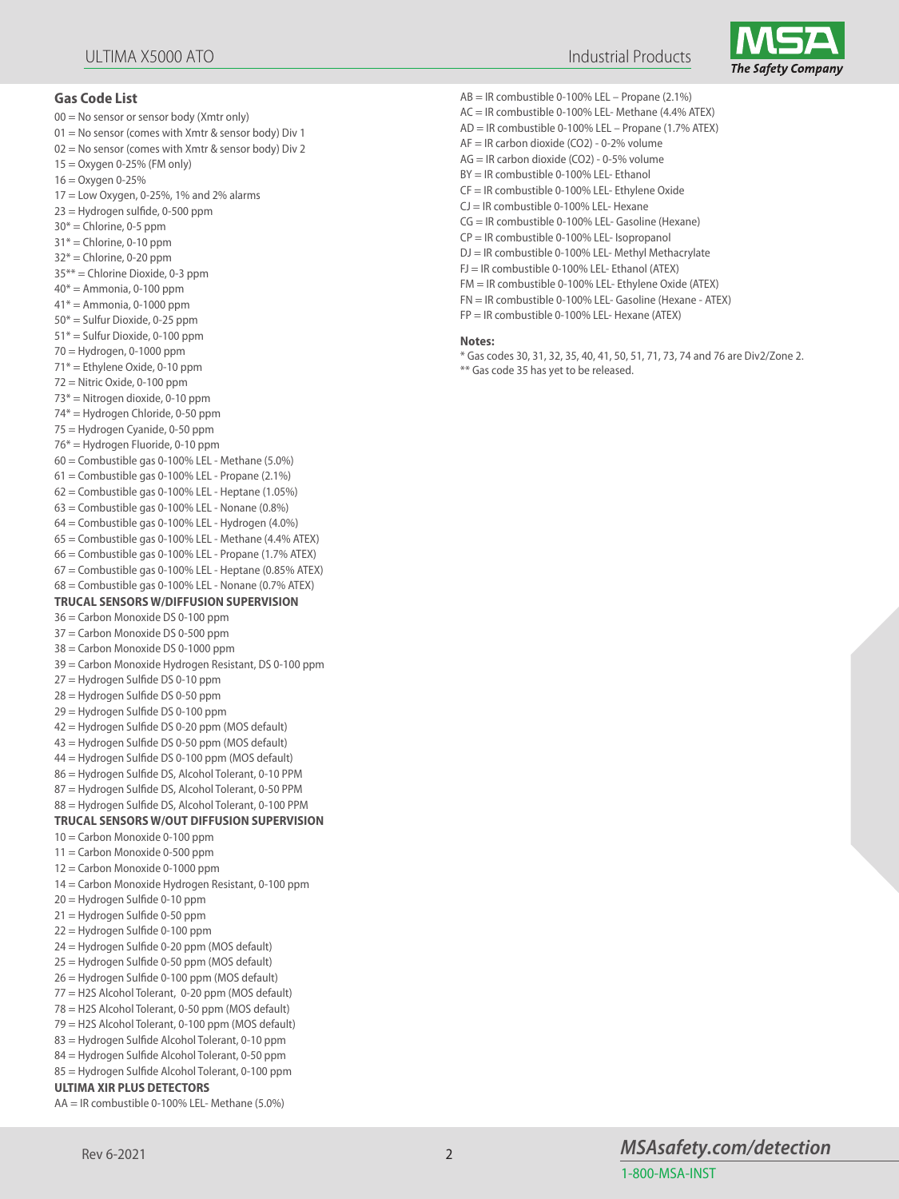## Gas Code List

00 = No sensor or sensor body (Xmtr only)
01 = No sensor (comes with Xmtr & sensor body) Div 1
02 = No sensor (comes with Xmtr & sensor body) Div 2
15 = Oxygen 0-25% (FM only)
16 = Oxygen 0-25%
17 = Low Oxygen, 0-25%, 1% and 2% alarms
23 = Hydrogen sulfide, 0-500 ppm
30* = Chlorine, 0-5 ppm
31* = Chlorine, 0-10 ppm
32* = Chlorine, 0-20 ppm
35** = Chlorine Dioxide, 0-3 ppm
40* = Ammonia, 0-100 ppm
41* = Ammonia, 0-1000 ppm
50* = Sulfur Dioxide, 0-25 ppm
51* = Sulfur Dioxide, 0-100 ppm
70 = Hydrogen, 0-1000 ppm
71* = Ethylene Oxide, 0-10 ppm
72 = Nitric Oxide, 0-100 ppm
73* = Nitrogen dioxide, 0-10 ppm
74* = Hydrogen Chloride, 0-50 ppm
75 = Hydrogen Cyanide, 0-50 ppm
76* = Hydrogen Fluoride, 0-10 ppm
60 = Combustible gas 0-100% LEL - Methane (5.0%)
61 = Combustible gas 0-100% LEL - Propane (2.1%)
62 = Combustible gas 0-100% LEL - Heptane (1.05%)
63 = Combustible gas 0-100% LEL - Nonane (0.8%)
64 = Combustible gas 0-100% LEL - Hydrogen (4.0%)
65 = Combustible gas 0-100% LEL - Methane (4.4% ATEX)
66 = Combustible gas 0-100% LEL - Propane (1.7% ATEX)
67 = Combustible gas 0-100% LEL - Heptane (0.85% ATEX)
68 = Combustible gas 0-100% LEL - Nonane (0.7% ATEX)

**TRUCAL SENSORS W/DIFFUSION SUPERVISION**

36 = Carbon Monoxide DS 0-100 ppm
37 = Carbon Monoxide DS 0-500 ppm
38 = Carbon Monoxide DS 0-1000 ppm
39 = Carbon Monoxide Hydrogen Resistant, DS 0-100 ppm
27 = Hydrogen Sulfide DS 0-10 ppm
28 = Hydrogen Sulfide DS 0-50 ppm
29 = Hydrogen Sulfide DS 0-100 ppm
42 = Hydrogen Sulfide DS 0-20 ppm (MOS default)
43 = Hydrogen Sulfide DS 0-50 ppm (MOS default)
44 = Hydrogen Sulfide DS 0-100 ppm (MOS default)
86 = Hydrogen Sulfide DS, Alcohol Tolerant, 0-10 PPM
87 = Hydrogen Sulfide DS, Alcohol Tolerant, 0-50 PPM
88 = Hydrogen Sulfide DS, Alcohol Tolerant, 0-100 PPM

**TRUCAL SENSORS W/OUT DIFFUSION SUPERVISION**

10 = Carbon Monoxide 0-100 ppm
11 = Carbon Monoxide 0-500 ppm
12 = Carbon Monoxide 0-1000 ppm
14 = Carbon Monoxide Hydrogen Resistant, 0-100 ppm
20 = Hydrogen Sulfide 0-10 ppm
21 = Hydrogen Sulfide 0-50 ppm
22 = Hydrogen Sulfide 0-100 ppm
24 = Hydrogen Sulfide 0-20 ppm (MOS default)
25 = Hydrogen Sulfide 0-50 ppm (MOS default)
26 = Hydrogen Sulfide 0-100 ppm (MOS default)
77 = H2S Alcohol Tolerant, 0-20 ppm (MOS default)
78 = H2S Alcohol Tolerant, 0-50 ppm (MOS default)
79 = H2S Alcohol Tolerant, 0-100 ppm (MOS default)
83 = Hydrogen Sulfide Alcohol Tolerant, 0-10 ppm
84 = Hydrogen Sulfide Alcohol Tolerant, 0-50 ppm
85 = Hydrogen Sulfide Alcohol Tolerant, 0-100 ppm

**ULTIMA XIR PLUS DETECTORS**

AA = IR combustible 0-100% LEL- Methane (5.0%)
AB = IR combustible 0-100% LEL – Propane (2.1%)
AC = IR combustible 0-100% LEL- Methane (4.4% ATEX)
AD = IR combustible 0-100% LEL – Propane (1.7% ATEX)
AF = IR carbon dioxide (CO2) - 0-2% volume
AG = IR carbon dioxide (CO2) - 0-5% volume
BY = IR combustible 0-100% LEL- Ethanol
CF = IR combustible 0-100% LEL- Ethylene Oxide
CJ = IR combustible 0-100% LEL- Hexane
CG = IR combustible 0-100% LEL- Gasoline (Hexane)
CP = IR combustible 0-100% LEL- Isopropanol
DJ = IR combustible 0-100% LEL- Methyl Methacrylate
FJ = IR combustible 0-100% LEL- Ethanol (ATEX)
FM = IR combustible 0-100% LEL- Ethylene Oxide (ATEX)
FN = IR combustible 0-100% LEL- Gasoline (Hexane - ATEX)
FP = IR combustible 0-100% LEL- Hexane (ATEX)

**Notes:**

* Gas codes 30, 31, 32, 35, 40, 41, 50, 51, 71, 73, 74 and 76 are Div2/Zone 2.
** Gas code 35 has yet to be released.

Rev 6-2021

*MSAsafety.com/detection*
1-800-MSA-INST